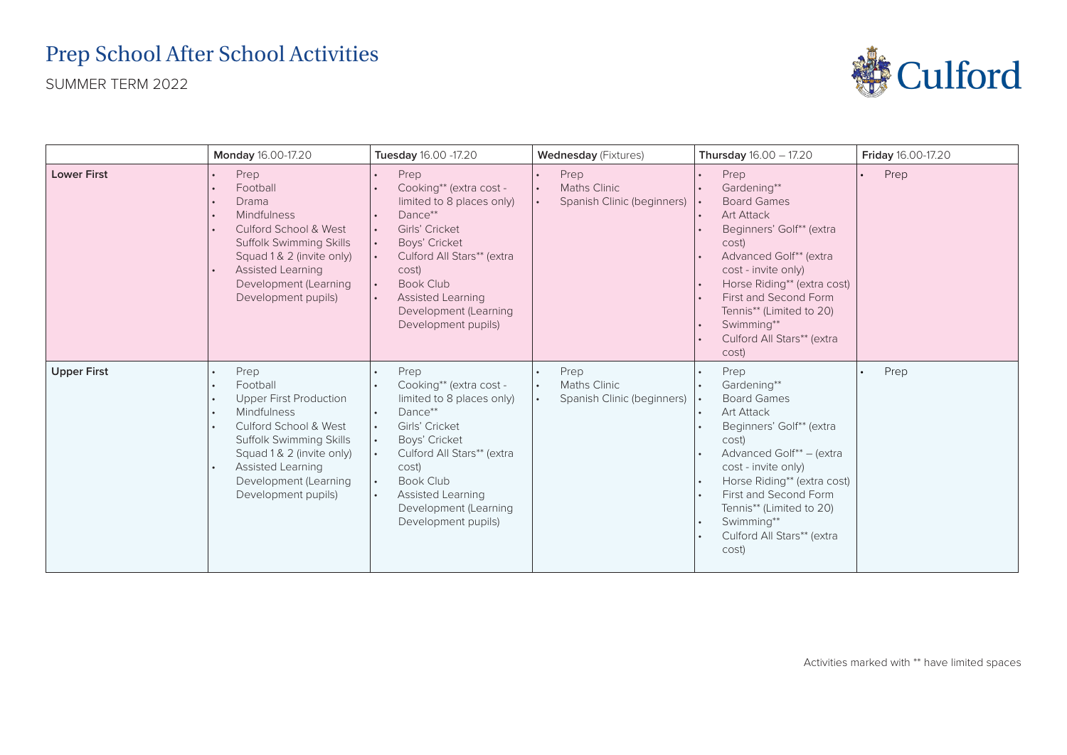# Prep School After School Activities

SUMMER TERM 2022

Culford

| | **Monday** 16.00-17.20 | **Tuesday** 16.00 -17.20 | **Wednesday** (Fixtures) | **Thursday** 16.00 – 17.20 | **Friday** 16.00-17.20 |
|---|---|---|---|---|---|
| **Lower First** | • Prep<br>• Football<br>• Drama<br>• Mindfulness<br>• Culford School & West Suffolk Swimming Skills Squad 1 & 2 (invite only)<br>• Assisted Learning Development (Learning Development pupils) | • Prep<br>• Cooking** (extra cost - limited to 8 places only)<br>• Dance**<br>• Girls' Cricket<br>• Boys' Cricket<br>• Culford All Stars** (extra cost)<br>• Book Club<br>• Assisted Learning Development (Learning Development pupils) | • Prep<br>• Maths Clinic<br>• Spanish Clinic (beginners) | • Prep<br>• Gardening**<br>• Board Games<br>• Art Attack<br>• Beginners' Golf** (extra cost)<br>• Advanced Golf** (extra cost - invite only)<br>• Horse Riding** (extra cost)<br>• First and Second Form Tennis** (Limited to 20)<br>• Swimming**<br>• Culford All Stars** (extra cost) | • Prep |
| **Upper First** | • Prep<br>• Football<br>• Upper First Production<br>• Mindfulness<br>• Culford School & West Suffolk Swimming Skills Squad 1 & 2 (invite only)<br>• Assisted Learning Development (Learning Development pupils) | • Prep<br>• Cooking** (extra cost - limited to 8 places only)<br>• Dance**<br>• Girls' Cricket<br>• Boys' Cricket<br>• Culford All Stars** (extra cost)<br>• Book Club<br>• Assisted Learning Development (Learning Development pupils) | • Prep<br>• Maths Clinic<br>• Spanish Clinic (beginners) | • Prep<br>• Gardening**<br>• Board Games<br>• Art Attack<br>• Beginners' Golf** (extra cost)<br>• Advanced Golf** – (extra cost - invite only)<br>• Horse Riding** (extra cost)<br>• First and Second Form Tennis** (Limited to 20)<br>• Swimming**<br>• Culford All Stars** (extra cost) | • Prep |

Activities marked with ** have limited spaces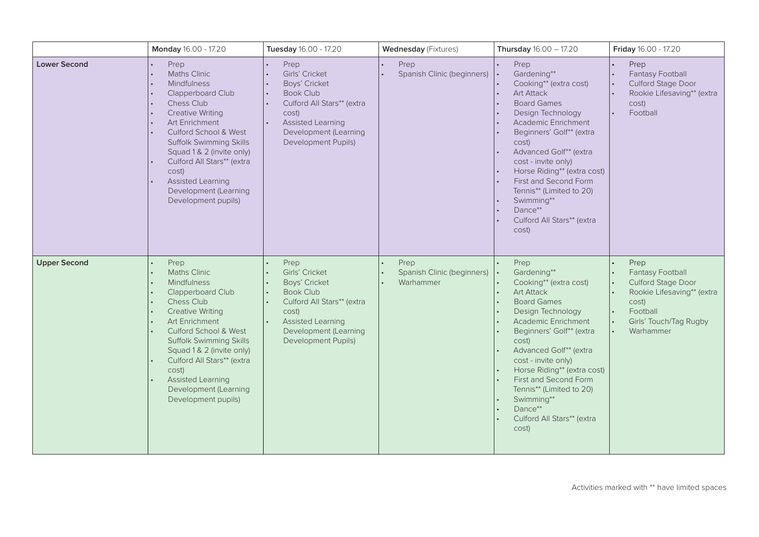| | **Monday** 16.00 - 17.20 | **Tuesday** 16.00 - 17.20 | **Wednesday** (Fixtures) | **Thursday** 16.00 – 17.20 | **Friday** 16.00 - 17.20 |
|---|---|---|---|---|---|
| **Lower Second** | • Prep<br>• Maths Clinic<br>• Mindfulness<br>• Clapperboard Club<br>• Chess Club<br>• Creative Writing<br>• Art Enrichment<br>• Culford School & West Suffolk Swimming Skills Squad 1 & 2 (invite only)<br>• Culford All Stars** (extra cost)<br>• Assisted Learning Development (Learning Development pupils) | • Prep<br>• Girls' Cricket<br>• Boys' Cricket<br>• Book Club<br>• Culford All Stars** (extra cost)<br>• Assisted Learning Development (Learning Development Pupils) | • Prep<br>• Spanish Clinic (beginners) | • Prep<br>• Gardening**<br>• Cooking** (extra cost)<br>• Art Attack<br>• Board Games<br>• Design Technology<br>• Academic Enrichment<br>• Beginners' Golf** (extra cost)<br>• Advanced Golf** (extra cost - invite only)<br>• Horse Riding** (extra cost)<br>• First and Second Form Tennis** (Limited to 20)<br>• Swimming**<br>• Dance**<br>• Culford All Stars** (extra cost) | • Prep<br>• Fantasy Football<br>• Culford Stage Door<br>• Rookie Lifesaving** (extra cost)<br>• Football |
| **Upper Second** | • Prep<br>• Maths Clinic<br>• Mindfulness<br>• Clapperboard Club<br>• Chess Club<br>• Creative Writing<br>• Art Enrichment<br>• Culford School & West Suffolk Swimming Skills Squad 1 & 2 (invite only)<br>• Culford All Stars** (extra cost)<br>• Assisted Learning Development (Learning Development pupils) | • Prep<br>• Girls' Cricket<br>• Boys' Cricket<br>• Book Club<br>• Culford All Stars** (extra cost)<br>• Assisted Learning Development (Learning Development Pupils) | • Prep<br>• Spanish Clinic (beginners)<br>• Warhammer | • Prep<br>• Gardening**<br>• Cooking** (extra cost)<br>• Art Attack<br>• Board Games<br>• Design Technology<br>• Academic Enrichment<br>• Beginners' Golf** (extra cost)<br>• Advanced Golf** (extra cost - invite only)<br>• Horse Riding** (extra cost)<br>• First and Second Form Tennis** (Limited to 20)<br>• Swimming**<br>• Dance**<br>• Culford All Stars** (extra cost) | • Prep<br>• Fantasy Football<br>• Culford Stage Door<br>• Rookie Lifesaving** (extra cost)<br>• Football<br>• Girls' Touch/Tag Rugby<br>• Warhammer |

Activities marked with ** have limited spaces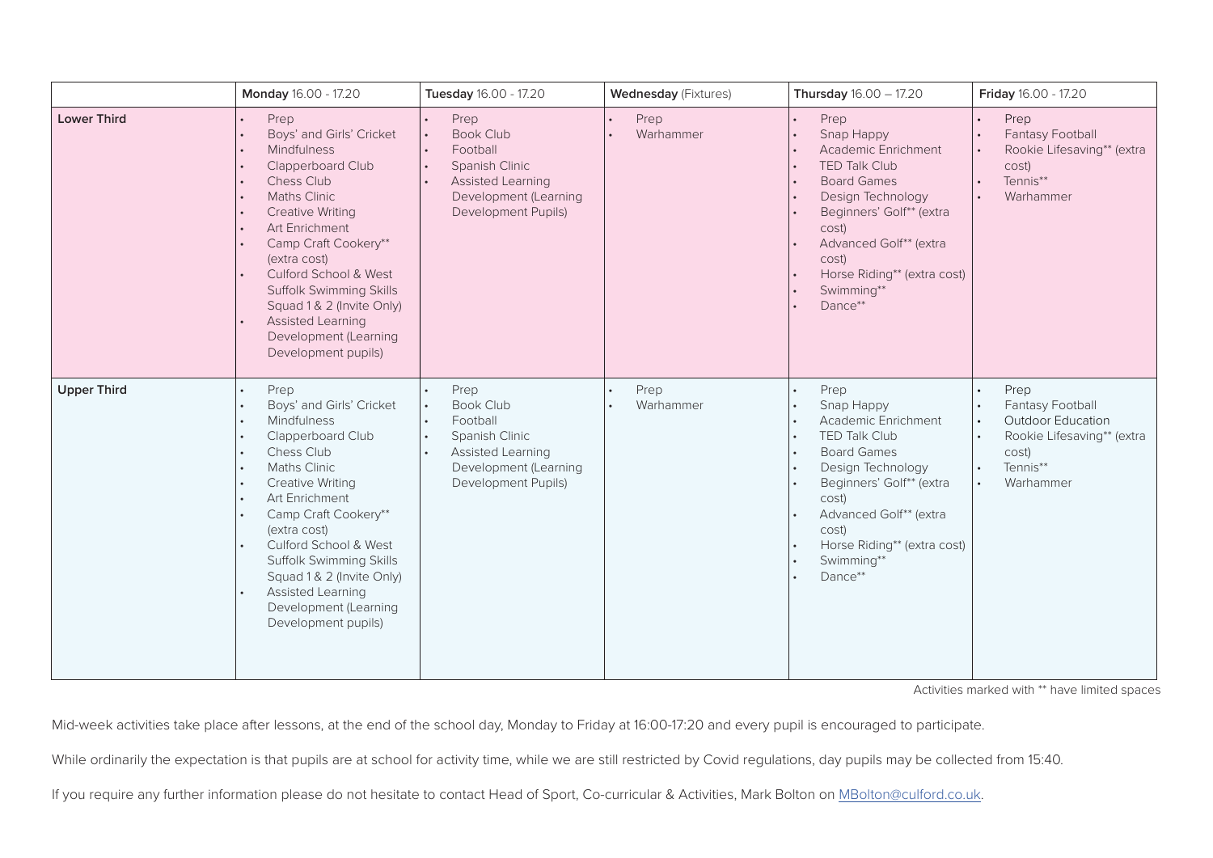| | **Monday** 16.00 - 17.20 | **Tuesday** 16.00 - 17.20 | **Wednesday** (Fixtures) | **Thursday** 16.00 – 17.20 | **Friday** 16.00 - 17.20 |
|---|---|---|---|---|---|
| **Lower Third** | • Prep<br>• Boys' and Girls' Cricket<br>• Mindfulness<br>• Clapperboard Club<br>• Chess Club<br>• Maths Clinic<br>• Creative Writing<br>• Art Enrichment<br>• Camp Craft Cookery** (extra cost)<br>• Culford School & West Suffolk Swimming Skills Squad 1 & 2 (Invite Only)<br>• Assisted Learning Development (Learning Development pupils) | • Prep<br>• Book Club<br>• Football<br>• Spanish Clinic<br>• Assisted Learning Development (Learning Development Pupils) | • Prep<br>• Warhammer | • Prep<br>• Snap Happy<br>• Academic Enrichment<br>• TED Talk Club<br>• Board Games<br>• Design Technology<br>• Beginners' Golf** (extra cost)<br>• Advanced Golf** (extra cost)<br>• Horse Riding** (extra cost)<br>• Swimming**<br>• Dance** | • Prep<br>• Fantasy Football<br>• Rookie Lifesaving** (extra cost)<br>• Tennis**<br>• Warhammer |
| **Upper Third** | • Prep<br>• Boys' and Girls' Cricket<br>• Mindfulness<br>• Clapperboard Club<br>• Chess Club<br>• Maths Clinic<br>• Creative Writing<br>• Art Enrichment<br>• Camp Craft Cookery** (extra cost)<br>• Culford School & West Suffolk Swimming Skills Squad 1 & 2 (Invite Only)<br>• Assisted Learning Development (Learning Development pupils) | • Prep<br>• Book Club<br>• Football<br>• Spanish Clinic<br>• Assisted Learning Development (Learning Development Pupils) | • Prep<br>• Warhammer | • Prep<br>• Snap Happy<br>• Academic Enrichment<br>• TED Talk Club<br>• Board Games<br>• Design Technology<br>• Beginners' Golf** (extra cost)<br>• Advanced Golf** (extra cost)<br>• Horse Riding** (extra cost)<br>• Swimming**<br>• Dance** | • Prep<br>• Fantasy Football<br>• Outdoor Education<br>• Rookie Lifesaving** (extra cost)<br>• Tennis**<br>• Warhammer |

Activities marked with ** have limited spaces

Mid-week activities take place after lessons, at the end of the school day, Monday to Friday at 16:00-17:20 and every pupil is encouraged to participate.

While ordinarily the expectation is that pupils are at school for activity time, while we are still restricted by Covid regulations, day pupils may be collected from 15:40.

If you require any further information please do not hesitate to contact Head of Sport, Co-curricular & Activities, Mark Bolton on MBolton@culford.co.uk.